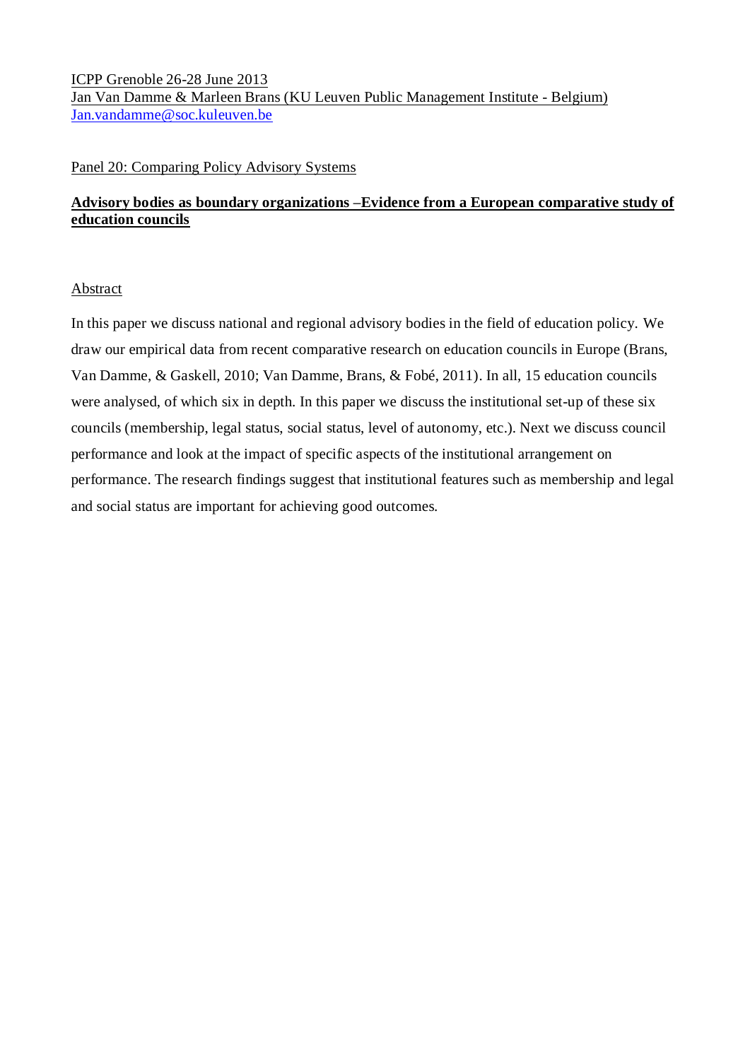ICPP Grenoble 26-28 June 2013
Jan Van Damme & Marleen Brans (KU Leuven Public Management Institute - Belgium)
Jan.vandamme@soc.kuleuven.be

Panel 20: Comparing Policy Advisory Systems

# Advisory bodies as boundary organizations –Evidence from a European comparative study of education councils

## Abstract

In this paper we discuss national and regional advisory bodies in the field of education policy. We draw our empirical data from recent comparative research on education councils in Europe (Brans, Van Damme, & Gaskell, 2010; Van Damme, Brans, & Fobé, 2011). In all, 15 education councils were analysed, of which six in depth. In this paper we discuss the institutional set-up of these six councils (membership, legal status, social status, level of autonomy, etc.). Next we discuss council performance and look at the impact of specific aspects of the institutional arrangement on performance. The research findings suggest that institutional features such as membership and legal and social status are important for achieving good outcomes.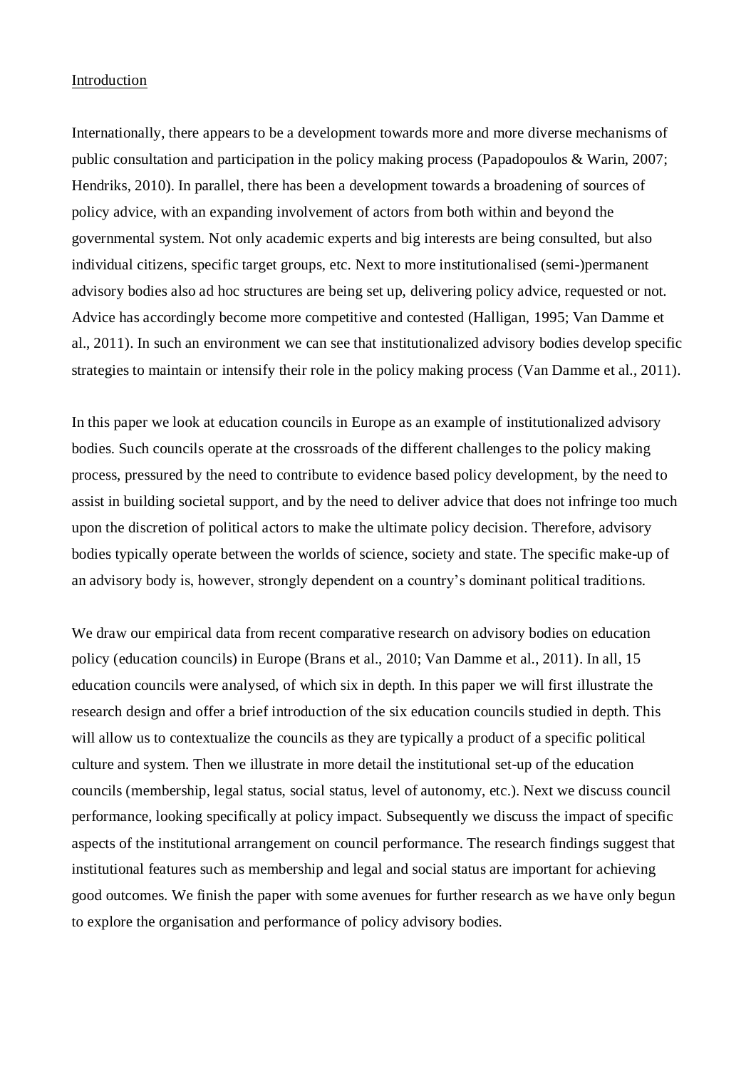## Introduction

Internationally, there appears to be a development towards more and more diverse mechanisms of public consultation and participation in the policy making process (Papadopoulos & Warin, 2007; Hendriks, 2010). In parallel, there has been a development towards a broadening of sources of policy advice, with an expanding involvement of actors from both within and beyond the governmental system. Not only academic experts and big interests are being consulted, but also individual citizens, specific target groups, etc. Next to more institutionalised (semi-)permanent advisory bodies also ad hoc structures are being set up, delivering policy advice, requested or not. Advice has accordingly become more competitive and contested (Halligan, 1995; Van Damme et al., 2011). In such an environment we can see that institutionalized advisory bodies develop specific strategies to maintain or intensify their role in the policy making process (Van Damme et al., 2011).

In this paper we look at education councils in Europe as an example of institutionalized advisory bodies. Such councils operate at the crossroads of the different challenges to the policy making process, pressured by the need to contribute to evidence based policy development, by the need to assist in building societal support, and by the need to deliver advice that does not infringe too much upon the discretion of political actors to make the ultimate policy decision. Therefore, advisory bodies typically operate between the worlds of science, society and state. The specific make-up of an advisory body is, however, strongly dependent on a country's dominant political traditions.

We draw our empirical data from recent comparative research on advisory bodies on education policy (education councils) in Europe (Brans et al., 2010; Van Damme et al., 2011). In all, 15 education councils were analysed, of which six in depth. In this paper we will first illustrate the research design and offer a brief introduction of the six education councils studied in depth. This will allow us to contextualize the councils as they are typically a product of a specific political culture and system. Then we illustrate in more detail the institutional set-up of the education councils (membership, legal status, social status, level of autonomy, etc.). Next we discuss council performance, looking specifically at policy impact. Subsequently we discuss the impact of specific aspects of the institutional arrangement on council performance. The research findings suggest that institutional features such as membership and legal and social status are important for achieving good outcomes. We finish the paper with some avenues for further research as we have only begun to explore the organisation and performance of policy advisory bodies.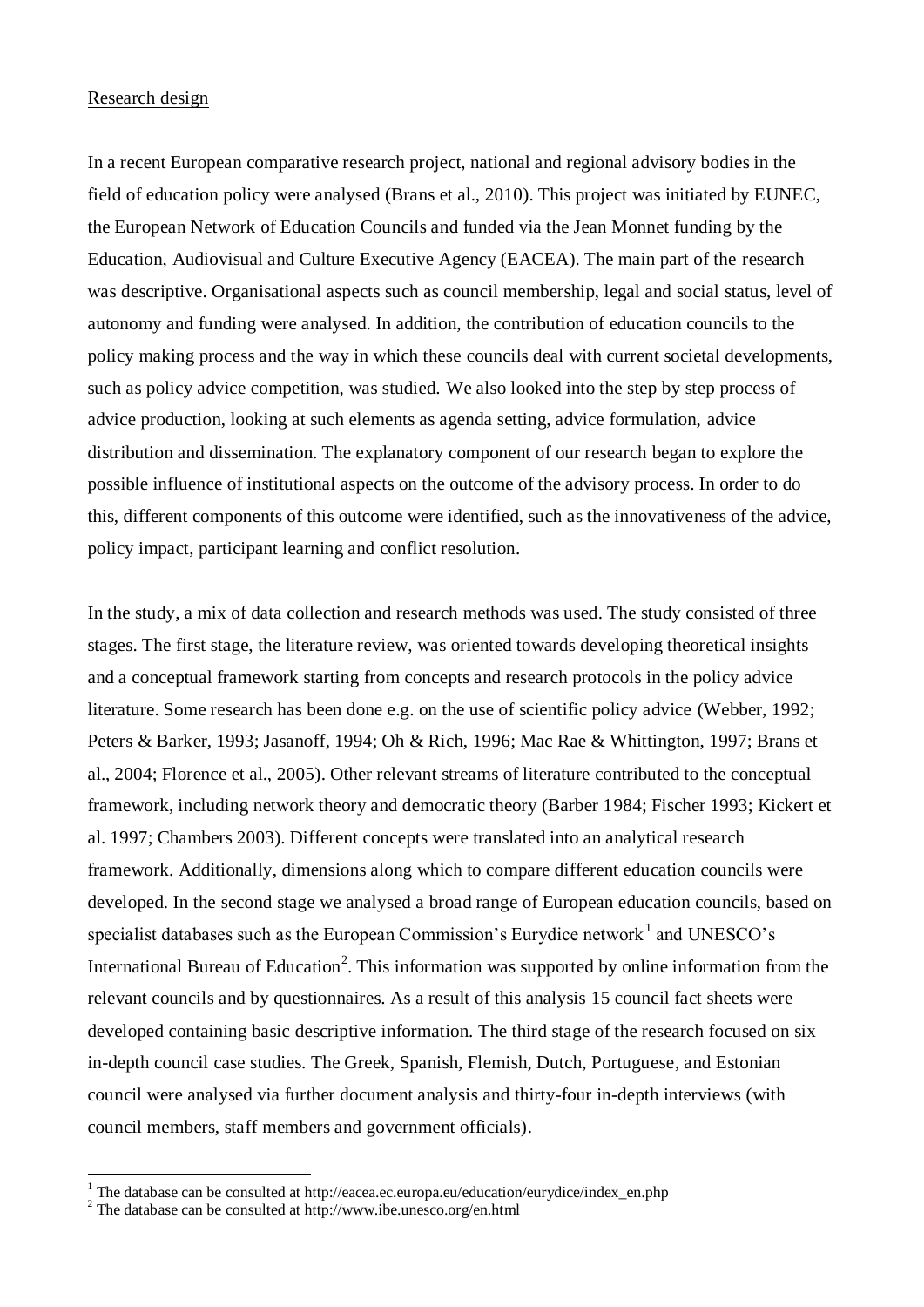## Research design

In a recent European comparative research project, national and regional advisory bodies in the field of education policy were analysed (Brans et al., 2010). This project was initiated by EUNEC, the European Network of Education Councils and funded via the Jean Monnet funding by the Education, Audiovisual and Culture Executive Agency (EACEA). The main part of the research was descriptive. Organisational aspects such as council membership, legal and social status, level of autonomy and funding were analysed. In addition, the contribution of education councils to the policy making process and the way in which these councils deal with current societal developments, such as policy advice competition, was studied. We also looked into the step by step process of advice production, looking at such elements as agenda setting, advice formulation, advice distribution and dissemination. The explanatory component of our research began to explore the possible influence of institutional aspects on the outcome of the advisory process. In order to do this, different components of this outcome were identified, such as the innovativeness of the advice, policy impact, participant learning and conflict resolution.

In the study, a mix of data collection and research methods was used. The study consisted of three stages. The first stage, the literature review, was oriented towards developing theoretical insights and a conceptual framework starting from concepts and research protocols in the policy advice literature. Some research has been done e.g. on the use of scientific policy advice (Webber, 1992; Peters & Barker, 1993; Jasanoff, 1994; Oh & Rich, 1996; Mac Rae & Whittington, 1997; Brans et al., 2004; Florence et al., 2005). Other relevant streams of literature contributed to the conceptual framework, including network theory and democratic theory (Barber 1984; Fischer 1993; Kickert et al. 1997; Chambers 2003). Different concepts were translated into an analytical research framework. Additionally, dimensions along which to compare different education councils were developed. In the second stage we analysed a broad range of European education councils, based on specialist databases such as the European Commission's Eurydice network[1] and UNESCO's International Bureau of Education[2]. This information was supported by online information from the relevant councils and by questionnaires. As a result of this analysis 15 council fact sheets were developed containing basic descriptive information. The third stage of the research focused on six in-depth council case studies. The Greek, Spanish, Flemish, Dutch, Portuguese, and Estonian council were analysed via further document analysis and thirty-four in-depth interviews (with council members, staff members and government officials).

---

[1] The database can be consulted at http://eacea.ec.europa.eu/education/eurydice/index_en.php

[2] The database can be consulted at http://www.ibe.unesco.org/en.html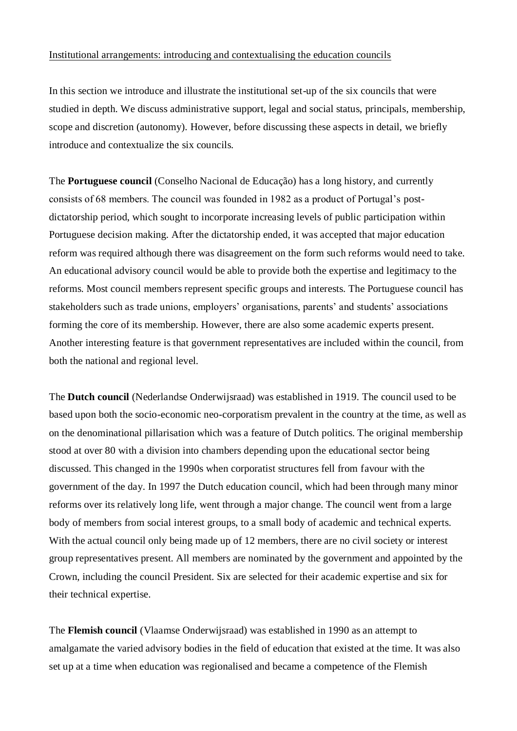Institutional arrangements: introducing and contextualising the education councils

In this section we introduce and illustrate the institutional set-up of the six councils that were studied in depth. We discuss administrative support, legal and social status, principals, membership, scope and discretion (autonomy). However, before discussing these aspects in detail, we briefly introduce and contextualize the six councils.

The **Portuguese council** (Conselho Nacional de Educação) has a long history, and currently consists of 68 members. The council was founded in 1982 as a product of Portugal's post-dictatorship period, which sought to incorporate increasing levels of public participation within Portuguese decision making. After the dictatorship ended, it was accepted that major education reform was required although there was disagreement on the form such reforms would need to take. An educational advisory council would be able to provide both the expertise and legitimacy to the reforms. Most council members represent specific groups and interests. The Portuguese council has stakeholders such as trade unions, employers' organisations, parents' and students' associations forming the core of its membership. However, there are also some academic experts present. Another interesting feature is that government representatives are included within the council, from both the national and regional level.

The **Dutch council** (Nederlandse Onderwijsraad) was established in 1919. The council used to be based upon both the socio-economic neo-corporatism prevalent in the country at the time, as well as on the denominational pillarisation which was a feature of Dutch politics. The original membership stood at over 80 with a division into chambers depending upon the educational sector being discussed. This changed in the 1990s when corporatist structures fell from favour with the government of the day. In 1997 the Dutch education council, which had been through many minor reforms over its relatively long life, went through a major change. The council went from a large body of members from social interest groups, to a small body of academic and technical experts. With the actual council only being made up of 12 members, there are no civil society or interest group representatives present. All members are nominated by the government and appointed by the Crown, including the council President. Six are selected for their academic expertise and six for their technical expertise.

The **Flemish council** (Vlaamse Onderwijsraad) was established in 1990 as an attempt to amalgamate the varied advisory bodies in the field of education that existed at the time. It was also set up at a time when education was regionalised and became a competence of the Flemish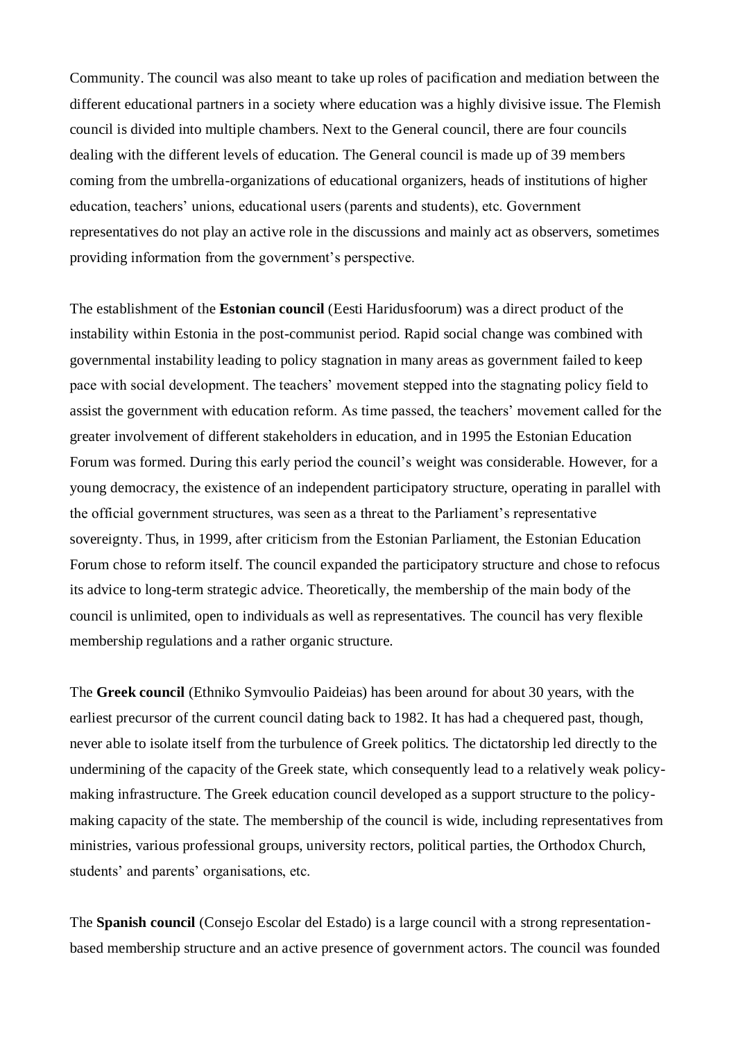Community. The council was also meant to take up roles of pacification and mediation between the different educational partners in a society where education was a highly divisive issue. The Flemish council is divided into multiple chambers. Next to the General council, there are four councils dealing with the different levels of education. The General council is made up of 39 members coming from the umbrella-organizations of educational organizers, heads of institutions of higher education, teachers' unions, educational users (parents and students), etc. Government representatives do not play an active role in the discussions and mainly act as observers, sometimes providing information from the government's perspective.

The establishment of the **Estonian council** (Eesti Haridusfoorum) was a direct product of the instability within Estonia in the post-communist period. Rapid social change was combined with governmental instability leading to policy stagnation in many areas as government failed to keep pace with social development. The teachers' movement stepped into the stagnating policy field to assist the government with education reform. As time passed, the teachers' movement called for the greater involvement of different stakeholders in education, and in 1995 the Estonian Education Forum was formed. During this early period the council's weight was considerable. However, for a young democracy, the existence of an independent participatory structure, operating in parallel with the official government structures, was seen as a threat to the Parliament's representative sovereignty. Thus, in 1999, after criticism from the Estonian Parliament, the Estonian Education Forum chose to reform itself. The council expanded the participatory structure and chose to refocus its advice to long-term strategic advice. Theoretically, the membership of the main body of the council is unlimited, open to individuals as well as representatives. The council has very flexible membership regulations and a rather organic structure.

The **Greek council** (Ethniko Symvoulio Paideias) has been around for about 30 years, with the earliest precursor of the current council dating back to 1982. It has had a chequered past, though, never able to isolate itself from the turbulence of Greek politics. The dictatorship led directly to the undermining of the capacity of the Greek state, which consequently lead to a relatively weak policy-making infrastructure. The Greek education council developed as a support structure to the policy-making capacity of the state. The membership of the council is wide, including representatives from ministries, various professional groups, university rectors, political parties, the Orthodox Church, students' and parents' organisations, etc.

The **Spanish council** (Consejo Escolar del Estado) is a large council with a strong representation-based membership structure and an active presence of government actors. The council was founded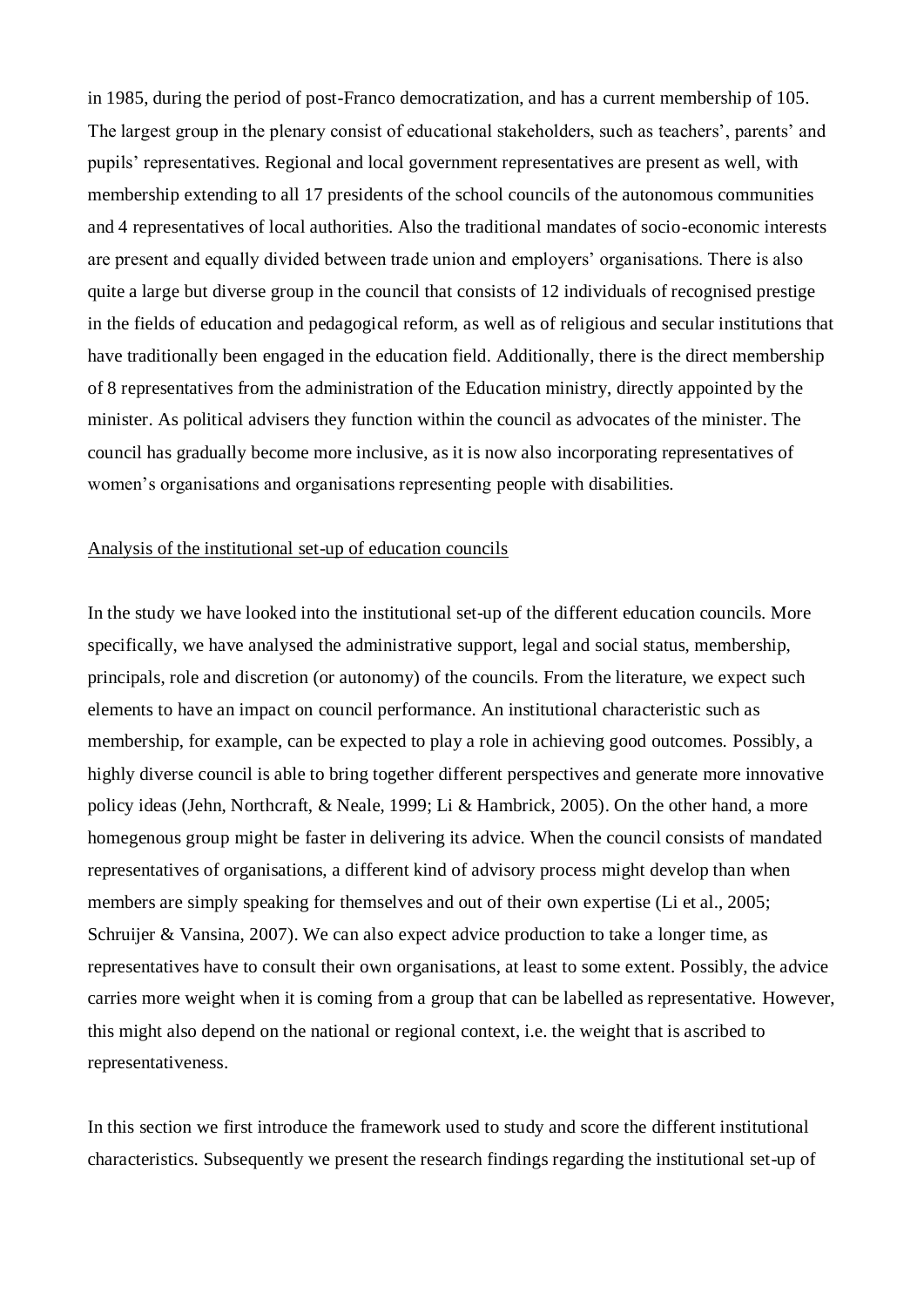in 1985, during the period of post-Franco democratization, and has a current membership of 105. The largest group in the plenary consist of educational stakeholders, such as teachers', parents' and pupils' representatives. Regional and local government representatives are present as well, with membership extending to all 17 presidents of the school councils of the autonomous communities and 4 representatives of local authorities. Also the traditional mandates of socio-economic interests are present and equally divided between trade union and employers' organisations. There is also quite a large but diverse group in the council that consists of 12 individuals of recognised prestige in the fields of education and pedagogical reform, as well as of religious and secular institutions that have traditionally been engaged in the education field. Additionally, there is the direct membership of 8 representatives from the administration of the Education ministry, directly appointed by the minister. As political advisers they function within the council as advocates of the minister. The council has gradually become more inclusive, as it is now also incorporating representatives of women's organisations and organisations representing people with disabilities.

## Analysis of the institutional set-up of education councils

In the study we have looked into the institutional set-up of the different education councils. More specifically, we have analysed the administrative support, legal and social status, membership, principals, role and discretion (or autonomy) of the councils. From the literature, we expect such elements to have an impact on council performance. An institutional characteristic such as membership, for example, can be expected to play a role in achieving good outcomes. Possibly, a highly diverse council is able to bring together different perspectives and generate more innovative policy ideas (Jehn, Northcraft, & Neale, 1999; Li & Hambrick, 2005). On the other hand, a more homegenous group might be faster in delivering its advice. When the council consists of mandated representatives of organisations, a different kind of advisory process might develop than when members are simply speaking for themselves and out of their own expertise (Li et al., 2005; Schruijer & Vansina, 2007). We can also expect advice production to take a longer time, as representatives have to consult their own organisations, at least to some extent. Possibly, the advice carries more weight when it is coming from a group that can be labelled as representative. However, this might also depend on the national or regional context, i.e. the weight that is ascribed to representativeness.

In this section we first introduce the framework used to study and score the different institutional characteristics. Subsequently we present the research findings regarding the institutional set-up of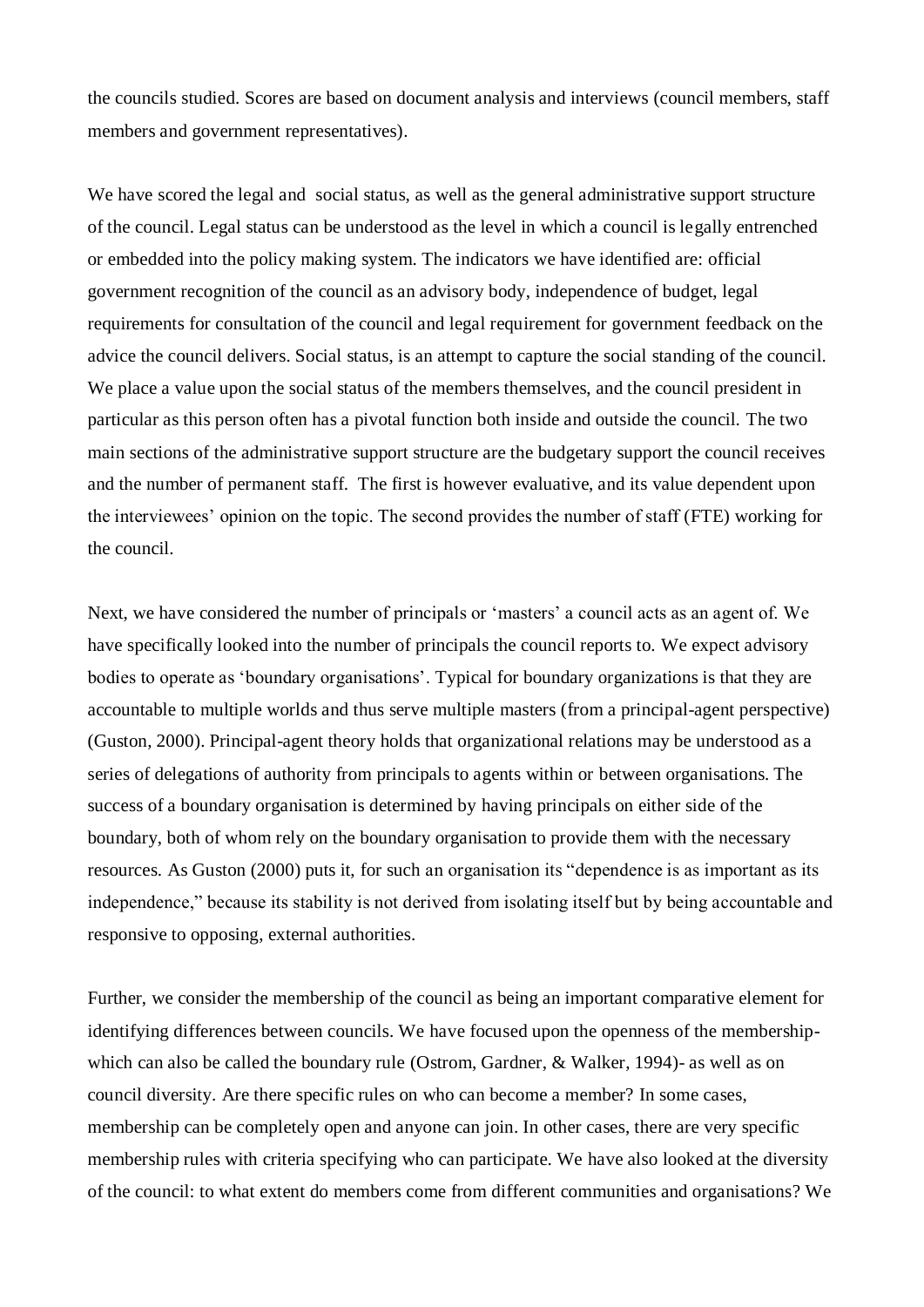the councils studied. Scores are based on document analysis and interviews (council members, staff members and government representatives).

We have scored the legal and social status, as well as the general administrative support structure of the council. Legal status can be understood as the level in which a council is legally entrenched or embedded into the policy making system. The indicators we have identified are: official government recognition of the council as an advisory body, independence of budget, legal requirements for consultation of the council and legal requirement for government feedback on the advice the council delivers. Social status, is an attempt to capture the social standing of the council. We place a value upon the social status of the members themselves, and the council president in particular as this person often has a pivotal function both inside and outside the council. The two main sections of the administrative support structure are the budgetary support the council receives and the number of permanent staff. The first is however evaluative, and its value dependent upon the interviewees' opinion on the topic. The second provides the number of staff (FTE) working for the council.

Next, we have considered the number of principals or 'masters' a council acts as an agent of. We have specifically looked into the number of principals the council reports to. We expect advisory bodies to operate as 'boundary organisations'. Typical for boundary organizations is that they are accountable to multiple worlds and thus serve multiple masters (from a principal-agent perspective) (Guston, 2000). Principal-agent theory holds that organizational relations may be understood as a series of delegations of authority from principals to agents within or between organisations. The success of a boundary organisation is determined by having principals on either side of the boundary, both of whom rely on the boundary organisation to provide them with the necessary resources. As Guston (2000) puts it, for such an organisation its "dependence is as important as its independence," because its stability is not derived from isolating itself but by being accountable and responsive to opposing, external authorities.

Further, we consider the membership of the council as being an important comparative element for identifying differences between councils. We have focused upon the openness of the membership- which can also be called the boundary rule (Ostrom, Gardner, & Walker, 1994)- as well as on council diversity. Are there specific rules on who can become a member? In some cases, membership can be completely open and anyone can join. In other cases, there are very specific membership rules with criteria specifying who can participate. We have also looked at the diversity of the council: to what extent do members come from different communities and organisations? We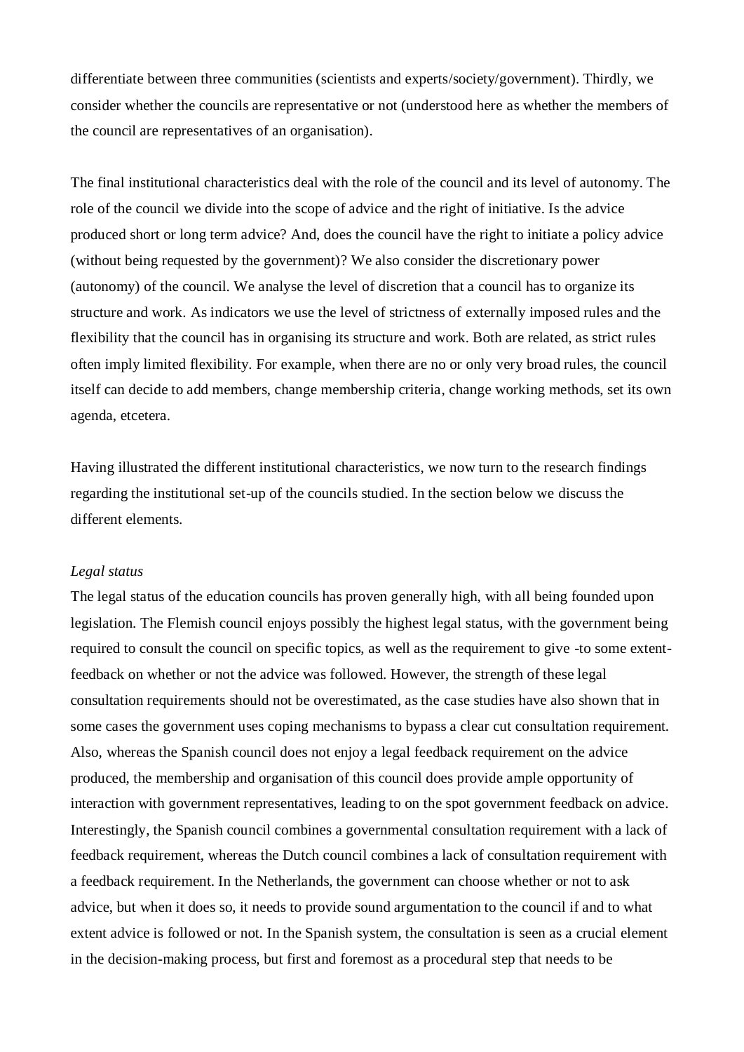differentiate between three communities (scientists and experts/society/government). Thirdly, we consider whether the councils are representative or not (understood here as whether the members of the council are representatives of an organisation).

The final institutional characteristics deal with the role of the council and its level of autonomy. The role of the council we divide into the scope of advice and the right of initiative. Is the advice produced short or long term advice? And, does the council have the right to initiate a policy advice (without being requested by the government)? We also consider the discretionary power (autonomy) of the council. We analyse the level of discretion that a council has to organize its structure and work. As indicators we use the level of strictness of externally imposed rules and the flexibility that the council has in organising its structure and work. Both are related, as strict rules often imply limited flexibility. For example, when there are no or only very broad rules, the council itself can decide to add members, change membership criteria, change working methods, set its own agenda, etcetera.

Having illustrated the different institutional characteristics, we now turn to the research findings regarding the institutional set-up of the councils studied. In the section below we discuss the different elements.

*Legal status*

The legal status of the education councils has proven generally high, with all being founded upon legislation. The Flemish council enjoys possibly the highest legal status, with the government being required to consult the council on specific topics, as well as the requirement to give -to some extent-feedback on whether or not the advice was followed. However, the strength of these legal consultation requirements should not be overestimated, as the case studies have also shown that in some cases the government uses coping mechanisms to bypass a clear cut consultation requirement. Also, whereas the Spanish council does not enjoy a legal feedback requirement on the advice produced, the membership and organisation of this council does provide ample opportunity of interaction with government representatives, leading to on the spot government feedback on advice. Interestingly, the Spanish council combines a governmental consultation requirement with a lack of feedback requirement, whereas the Dutch council combines a lack of consultation requirement with a feedback requirement. In the Netherlands, the government can choose whether or not to ask advice, but when it does so, it needs to provide sound argumentation to the council if and to what extent advice is followed or not. In the Spanish system, the consultation is seen as a crucial element in the decision-making process, but first and foremost as a procedural step that needs to be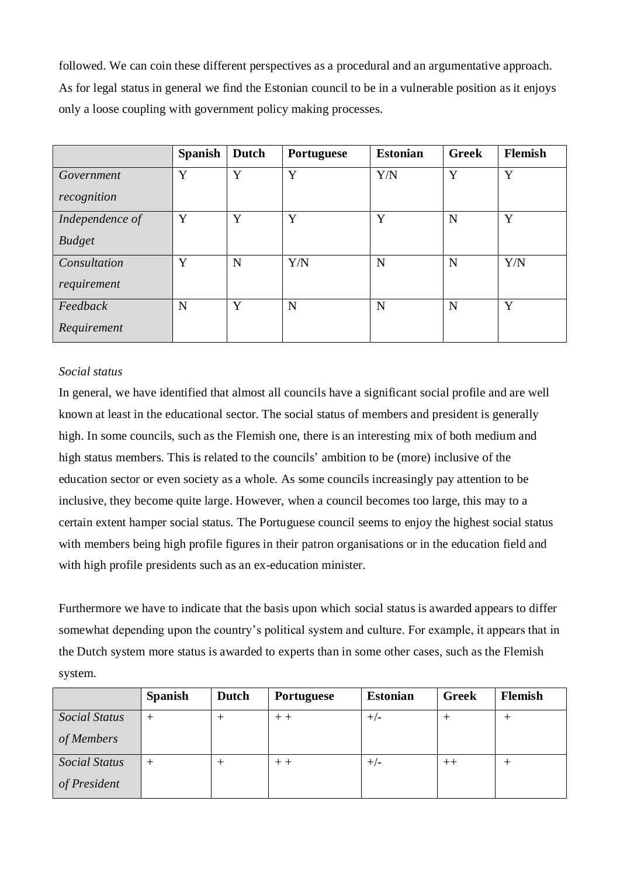followed. We can coin these different perspectives as a procedural and an argumentative approach. As for legal status in general we find the Estonian council to be in a vulnerable position as it enjoys only a loose coupling with government policy making processes.

| | Spanish | Dutch | Portuguese | Estonian | Greek | Flemish |
|---|---|---|---|---|---|---|
| *Government recognition* | Y | Y | Y | Y/N | Y | Y |
| *Independence of Budget* | Y | Y | Y | Y | N | Y |
| *Consultation requirement* | Y | N | Y/N | N | N | Y/N |
| *Feedback Requirement* | N | Y | N | N | N | Y |

*Social status*

In general, we have identified that almost all councils have a significant social profile and are well known at least in the educational sector. The social status of members and president is generally high. In some councils, such as the Flemish one, there is an interesting mix of both medium and high status members. This is related to the councils' ambition to be (more) inclusive of the education sector or even society as a whole. As some councils increasingly pay attention to be inclusive, they become quite large. However, when a council becomes too large, this may to a certain extent hamper social status. The Portuguese council seems to enjoy the highest social status with members being high profile figures in their patron organisations or in the education field and with high profile presidents such as an ex-education minister.

Furthermore we have to indicate that the basis upon which social status is awarded appears to differ somewhat depending upon the country's political system and culture. For example, it appears that in the Dutch system more status is awarded to experts than in some other cases, such as the Flemish system.

| | Spanish | Dutch | Portuguese | Estonian | Greek | Flemish |
|---|---|---|---|---|---|---|
| *Social Status of Members* | + | + | + + | +/- | + | + |
| *Social Status of President* | + | + | + + | +/- | ++ | + |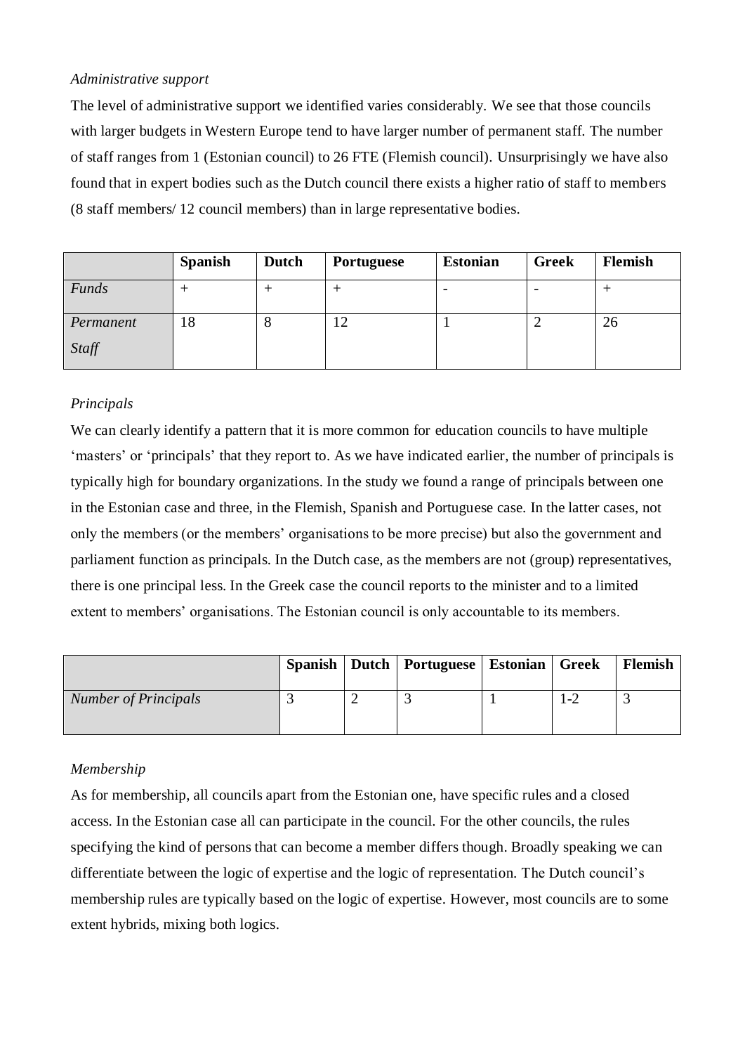*Administrative support*

The level of administrative support we identified varies considerably. We see that those councils with larger budgets in Western Europe tend to have larger number of permanent staff. The number of staff ranges from 1 (Estonian council) to 26 FTE (Flemish council). Unsurprisingly we have also found that in expert bodies such as the Dutch council there exists a higher ratio of staff to members (8 staff members/ 12 council members) than in large representative bodies.

| | **Spanish** | **Dutch** | **Portuguese** | **Estonian** | **Greek** | **Flemish** |
|---|---|---|---|---|---|---|
| *Funds* | + | + | + | - | - | + |
| *Permanent Staff* | 18 | 8 | 12 | 1 | 2 | 26 |

*Principals*

We can clearly identify a pattern that it is more common for education councils to have multiple 'masters' or 'principals' that they report to. As we have indicated earlier, the number of principals is typically high for boundary organizations. In the study we found a range of principals between one in the Estonian case and three, in the Flemish, Spanish and Portuguese case. In the latter cases, not only the members (or the members' organisations to be more precise) but also the government and parliament function as principals. In the Dutch case, as the members are not (group) representatives, there is one principal less. In the Greek case the council reports to the minister and to a limited extent to members' organisations. The Estonian council is only accountable to its members.

| | **Spanish** | **Dutch** | **Portuguese** | **Estonian** | **Greek** | **Flemish** |
|---|---|---|---|---|---|---|
| *Number of Principals* | 3 | 2 | 3 | 1 | 1-2 | 3 |

*Membership*

As for membership, all councils apart from the Estonian one, have specific rules and a closed access. In the Estonian case all can participate in the council. For the other councils, the rules specifying the kind of persons that can become a member differs though. Broadly speaking we can differentiate between the logic of expertise and the logic of representation. The Dutch council's membership rules are typically based on the logic of expertise. However, most councils are to some extent hybrids, mixing both logics.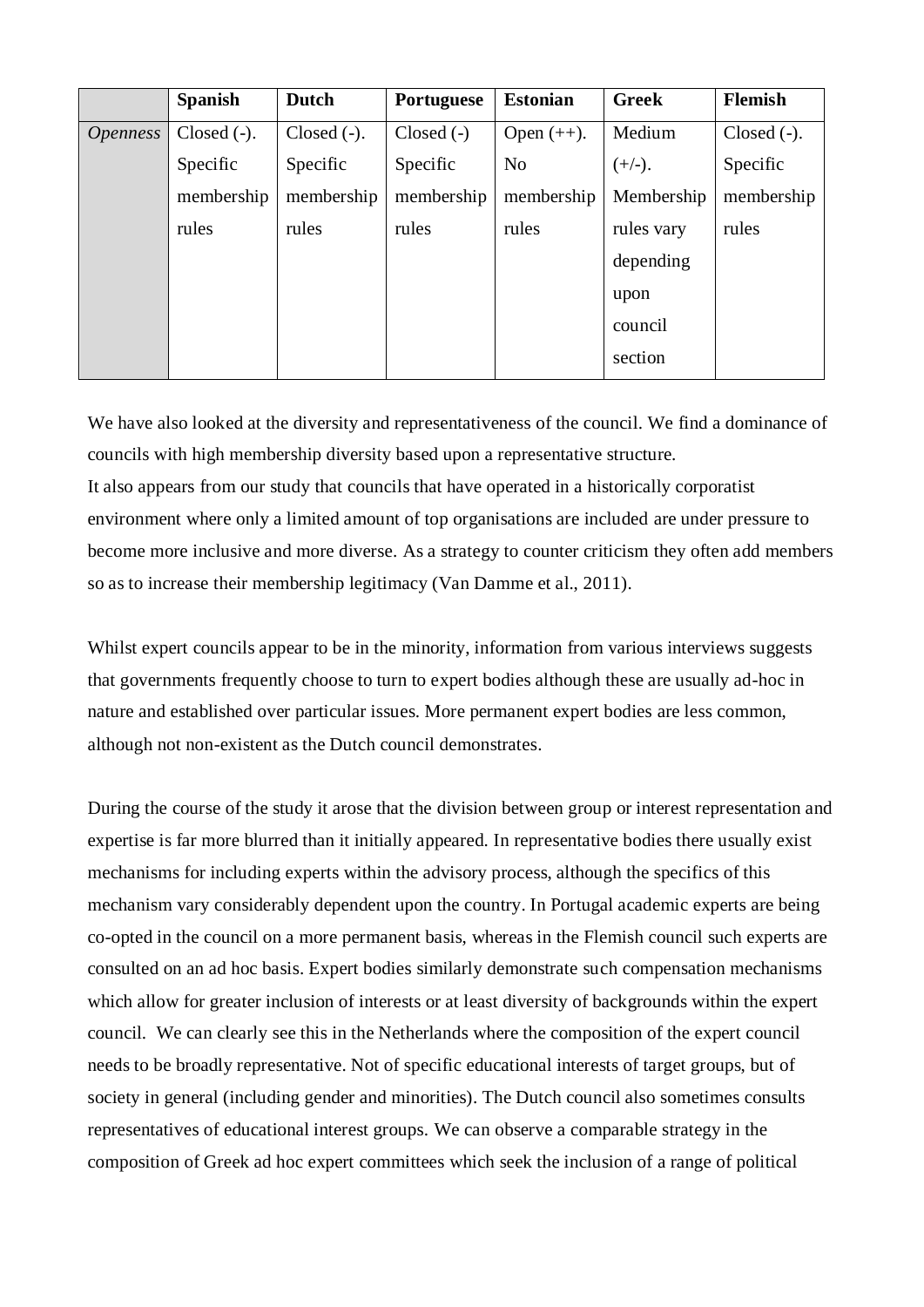| | **Spanish** | **Dutch** | **Portuguese** | **Estonian** | **Greek** | **Flemish** |
|---|---|---|---|---|---|---|
| *Openness* | Closed (-). Specific membership rules | Closed (-). Specific membership rules | Closed (-) Specific membership rules | Open (++). No membership rules | Medium (+/-). Membership rules vary depending upon council section | Closed (-). Specific membership rules |

We have also looked at the diversity and representativeness of the council. We find a dominance of councils with high membership diversity based upon a representative structure.
It also appears from our study that councils that have operated in a historically corporatist environment where only a limited amount of top organisations are included are under pressure to become more inclusive and more diverse. As a strategy to counter criticism they often add members so as to increase their membership legitimacy (Van Damme et al., 2011).

Whilst expert councils appear to be in the minority, information from various interviews suggests that governments frequently choose to turn to expert bodies although these are usually ad-hoc in nature and established over particular issues. More permanent expert bodies are less common, although not non-existent as the Dutch council demonstrates.

During the course of the study it arose that the division between group or interest representation and expertise is far more blurred than it initially appeared. In representative bodies there usually exist mechanisms for including experts within the advisory process, although the specifics of this mechanism vary considerably dependent upon the country. In Portugal academic experts are being co-opted in the council on a more permanent basis, whereas in the Flemish council such experts are consulted on an ad hoc basis. Expert bodies similarly demonstrate such compensation mechanisms which allow for greater inclusion of interests or at least diversity of backgrounds within the expert council. We can clearly see this in the Netherlands where the composition of the expert council needs to be broadly representative. Not of specific educational interests of target groups, but of society in general (including gender and minorities). The Dutch council also sometimes consults representatives of educational interest groups. We can observe a comparable strategy in the composition of Greek ad hoc expert committees which seek the inclusion of a range of political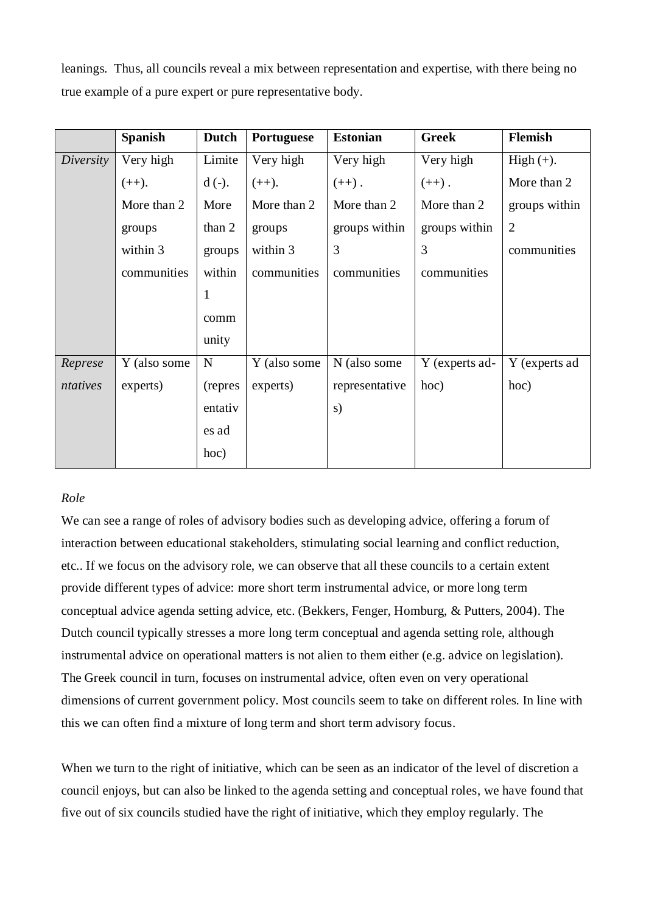leanings. Thus, all councils reveal a mix between representation and expertise, with there being no true example of a pure expert or pure representative body.

| | **Spanish** | **Dutch** | **Portuguese** | **Estonian** | **Greek** | **Flemish** |
|---|---|---|---|---|---|---|
| *Diversity* | Very high (++). More than 2 groups within 3 communities | Limited (-). More than 2 groups within 1 community | Very high (++). More than 2 groups within 3 communities | Very high (++) . More than 2 groups within 3 communities | Very high (++) . More than 2 groups within 3 communities | High (+). More than 2 groups within 2 communities |
| *Representatives* | Y (also some experts) | N (representatives ad hoc) | Y (also some experts) | N (also some representatives) | Y (experts ad-hoc) | Y (experts ad hoc) |

*Role*

We can see a range of roles of advisory bodies such as developing advice, offering a forum of interaction between educational stakeholders, stimulating social learning and conflict reduction, etc.. If we focus on the advisory role, we can observe that all these councils to a certain extent provide different types of advice: more short term instrumental advice, or more long term conceptual advice agenda setting advice, etc. (Bekkers, Fenger, Homburg, & Putters, 2004). The Dutch council typically stresses a more long term conceptual and agenda setting role, although instrumental advice on operational matters is not alien to them either (e.g. advice on legislation). The Greek council in turn, focuses on instrumental advice, often even on very operational dimensions of current government policy. Most councils seem to take on different roles. In line with this we can often find a mixture of long term and short term advisory focus.

When we turn to the right of initiative, which can be seen as an indicator of the level of discretion a council enjoys, but can also be linked to the agenda setting and conceptual roles, we have found that five out of six councils studied have the right of initiative, which they employ regularly. The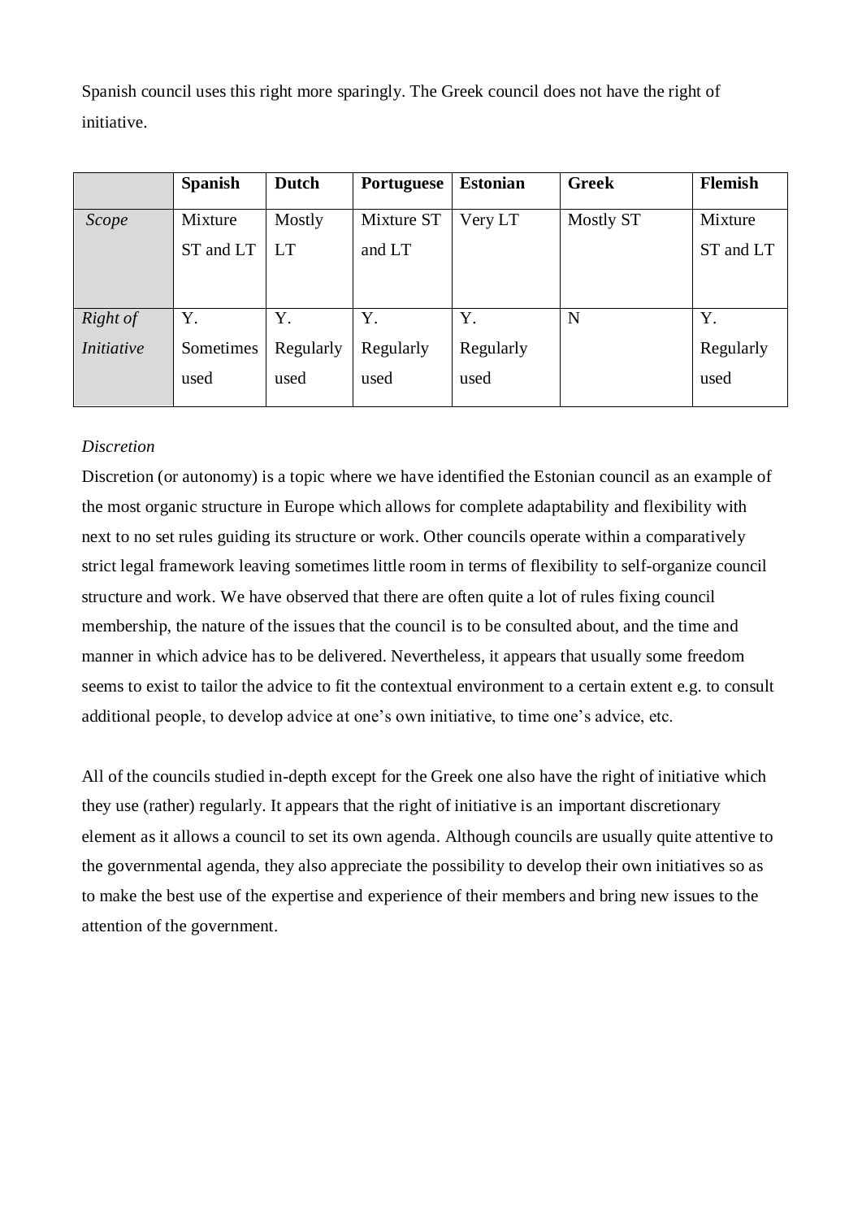Spanish council uses this right more sparingly. The Greek council does not have the right of initiative.

| | **Spanish** | **Dutch** | **Portuguese** | **Estonian** | **Greek** | **Flemish** |
|---|---|---|---|---|---|---|
| *Scope* | Mixture ST and LT | Mostly LT | Mixture ST and LT | Very LT | Mostly ST | Mixture ST and LT |
| *Right of Initiative* | Y. Sometimes used | Y. Regularly used | Y. Regularly used | Y. Regularly used | N | Y. Regularly used |

*Discretion*

Discretion (or autonomy) is a topic where we have identified the Estonian council as an example of the most organic structure in Europe which allows for complete adaptability and flexibility with next to no set rules guiding its structure or work. Other councils operate within a comparatively strict legal framework leaving sometimes little room in terms of flexibility to self-organize council structure and work. We have observed that there are often quite a lot of rules fixing council membership, the nature of the issues that the council is to be consulted about, and the time and manner in which advice has to be delivered. Nevertheless, it appears that usually some freedom seems to exist to tailor the advice to fit the contextual environment to a certain extent e.g. to consult additional people, to develop advice at one's own initiative, to time one's advice, etc.

All of the councils studied in-depth except for the Greek one also have the right of initiative which they use (rather) regularly. It appears that the right of initiative is an important discretionary element as it allows a council to set its own agenda. Although councils are usually quite attentive to the governmental agenda, they also appreciate the possibility to develop their own initiatives so as to make the best use of the expertise and experience of their members and bring new issues to the attention of the government.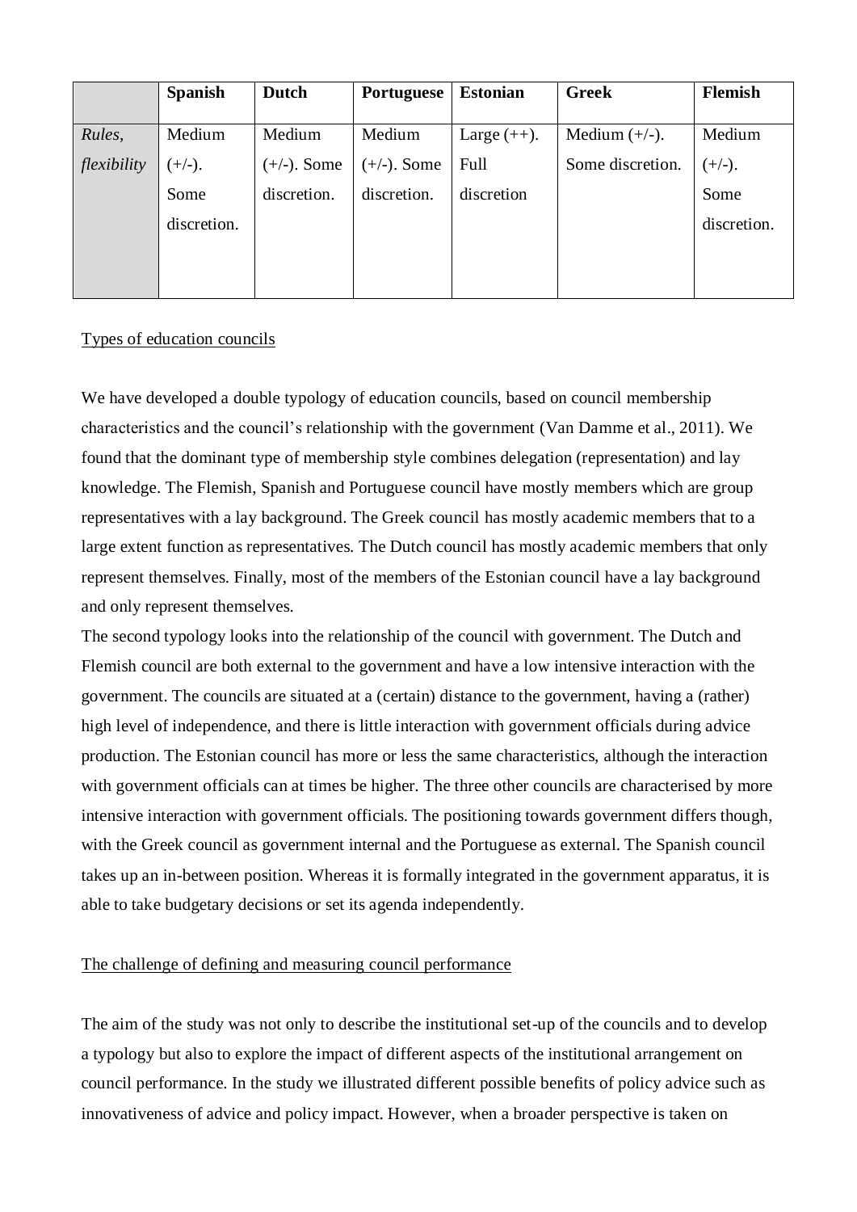| | **Spanish** | **Dutch** | **Portuguese** | **Estonian** | **Greek** | **Flemish** |
|---|---|---|---|---|---|---|
| *Rules, flexibility* | Medium (+/-). Some discretion. | Medium (+/-). Some discretion. | Medium (+/-). Some discretion. | Large (++). Full discretion | Medium (+/-). Some discretion. | Medium (+/-). Some discretion. |

Types of education councils

We have developed a double typology of education councils, based on council membership characteristics and the council's relationship with the government (Van Damme et al., 2011). We found that the dominant type of membership style combines delegation (representation) and lay knowledge. The Flemish, Spanish and Portuguese council have mostly members which are group representatives with a lay background. The Greek council has mostly academic members that to a large extent function as representatives. The Dutch council has mostly academic members that only represent themselves. Finally, most of the members of the Estonian council have a lay background and only represent themselves.

The second typology looks into the relationship of the council with government. The Dutch and Flemish council are both external to the government and have a low intensive interaction with the government. The councils are situated at a (certain) distance to the government, having a (rather) high level of independence, and there is little interaction with government officials during advice production. The Estonian council has more or less the same characteristics, although the interaction with government officials can at times be higher. The three other councils are characterised by more intensive interaction with government officials. The positioning towards government differs though, with the Greek council as government internal and the Portuguese as external. The Spanish council takes up an in-between position. Whereas it is formally integrated in the government apparatus, it is able to take budgetary decisions or set its agenda independently.

The challenge of defining and measuring council performance

The aim of the study was not only to describe the institutional set-up of the councils and to develop a typology but also to explore the impact of different aspects of the institutional arrangement on council performance. In the study we illustrated different possible benefits of policy advice such as innovativeness of advice and policy impact. However, when a broader perspective is taken on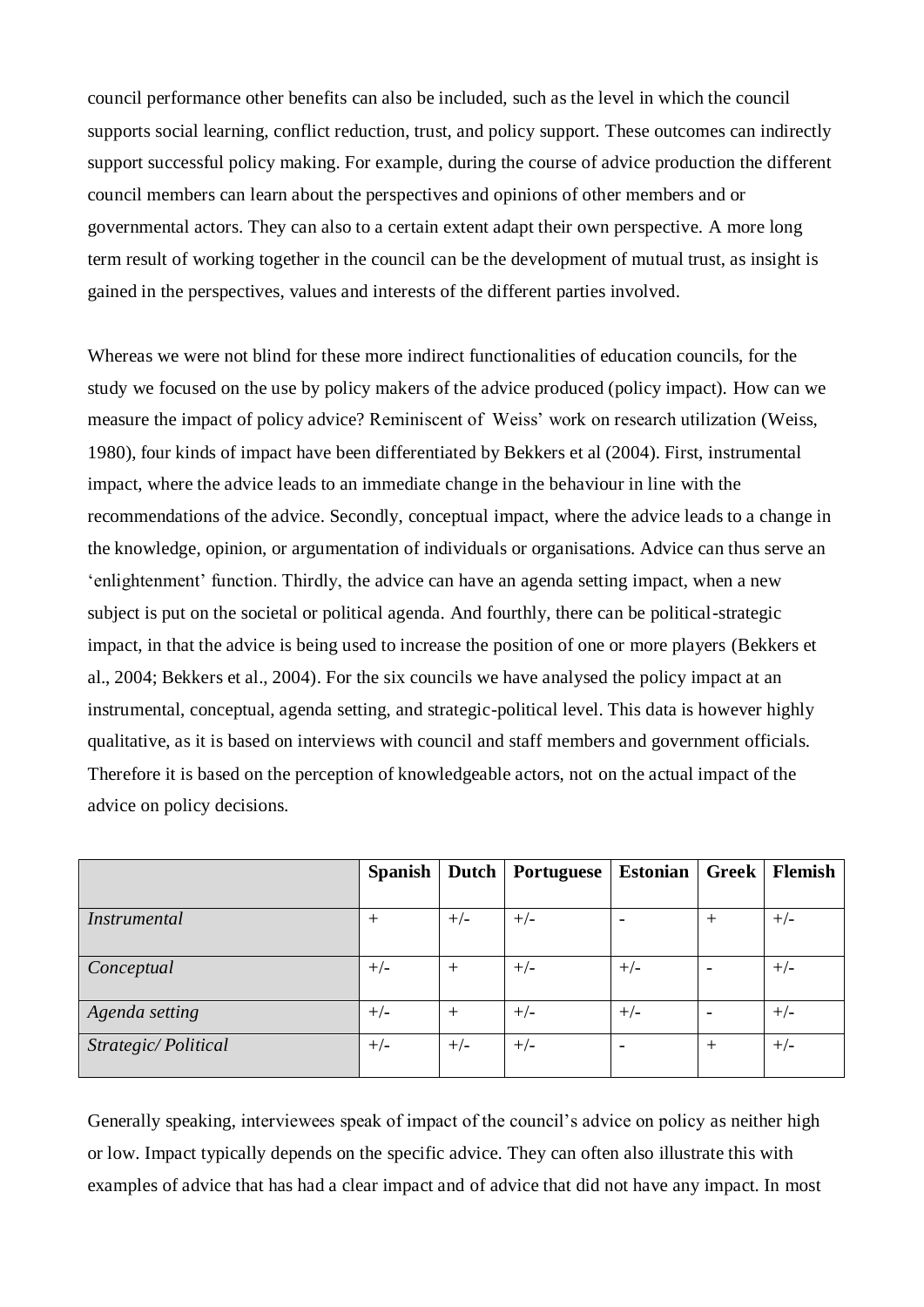council performance other benefits can also be included, such as the level in which the council supports social learning, conflict reduction, trust, and policy support. These outcomes can indirectly support successful policy making. For example, during the course of advice production the different council members can learn about the perspectives and opinions of other members and or governmental actors. They can also to a certain extent adapt their own perspective. A more long term result of working together in the council can be the development of mutual trust, as insight is gained in the perspectives, values and interests of the different parties involved.

Whereas we were not blind for these more indirect functionalities of education councils, for the study we focused on the use by policy makers of the advice produced (policy impact). How can we measure the impact of policy advice? Reminiscent of Weiss' work on research utilization (Weiss, 1980), four kinds of impact have been differentiated by Bekkers et al (2004). First, instrumental impact, where the advice leads to an immediate change in the behaviour in line with the recommendations of the advice. Secondly, conceptual impact, where the advice leads to a change in the knowledge, opinion, or argumentation of individuals or organisations. Advice can thus serve an 'enlightenment' function. Thirdly, the advice can have an agenda setting impact, when a new subject is put on the societal or political agenda. And fourthly, there can be political-strategic impact, in that the advice is being used to increase the position of one or more players (Bekkers et al., 2004; Bekkers et al., 2004). For the six councils we have analysed the policy impact at an instrumental, conceptual, agenda setting, and strategic-political level. This data is however highly qualitative, as it is based on interviews with council and staff members and government officials. Therefore it is based on the perception of knowledgeable actors, not on the actual impact of the advice on policy decisions.

| | **Spanish** | **Dutch** | **Portuguese** | **Estonian** | **Greek** | **Flemish** |
|---|---|---|---|---|---|---|
| *Instrumental* | + | +/- | +/- | - | + | +/- |
| *Conceptual* | +/- | + | +/- | +/- | - | +/- |
| *Agenda setting* | +/- | + | +/- | +/- | - | +/- |
| *Strategic/ Political* | +/- | +/- | +/- | - | + | +/- |

Generally speaking, interviewees speak of impact of the council's advice on policy as neither high or low. Impact typically depends on the specific advice. They can often also illustrate this with examples of advice that has had a clear impact and of advice that did not have any impact. In most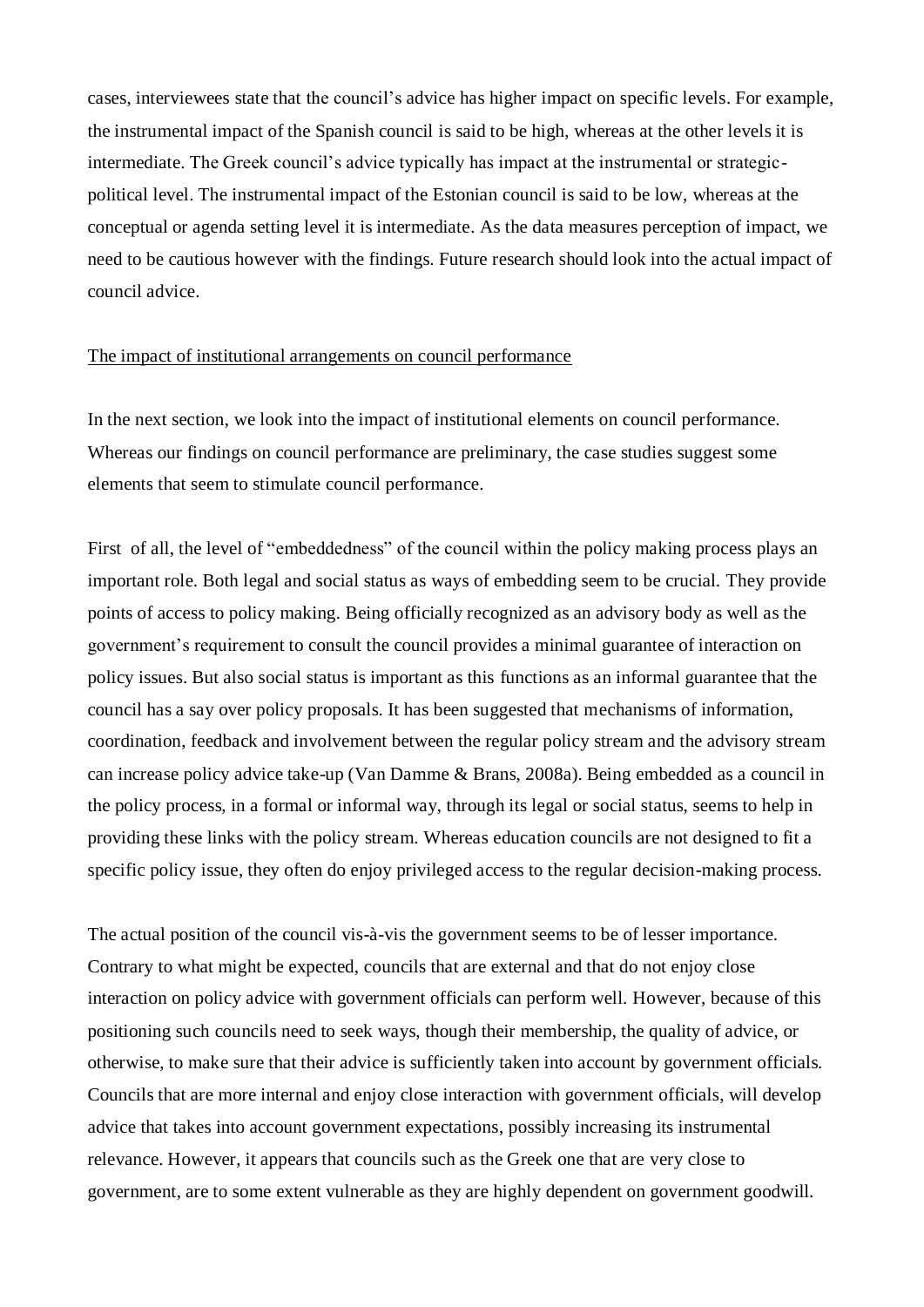cases, interviewees state that the council's advice has higher impact on specific levels. For example, the instrumental impact of the Spanish council is said to be high, whereas at the other levels it is intermediate. The Greek council's advice typically has impact at the instrumental or strategic-political level. The instrumental impact of the Estonian council is said to be low, whereas at the conceptual or agenda setting level it is intermediate. As the data measures perception of impact, we need to be cautious however with the findings. Future research should look into the actual impact of council advice.

<u>The impact of institutional arrangements on council performance</u>

In the next section, we look into the impact of institutional elements on council performance. Whereas our findings on council performance are preliminary, the case studies suggest some elements that seem to stimulate council performance.

First of all, the level of "embeddedness" of the council within the policy making process plays an important role. Both legal and social status as ways of embedding seem to be crucial. They provide points of access to policy making. Being officially recognized as an advisory body as well as the government's requirement to consult the council provides a minimal guarantee of interaction on policy issues. But also social status is important as this functions as an informal guarantee that the council has a say over policy proposals. It has been suggested that mechanisms of information, coordination, feedback and involvement between the regular policy stream and the advisory stream can increase policy advice take-up (Van Damme & Brans, 2008a). Being embedded as a council in the policy process, in a formal or informal way, through its legal or social status, seems to help in providing these links with the policy stream. Whereas education councils are not designed to fit a specific policy issue, they often do enjoy privileged access to the regular decision-making process.

The actual position of the council vis-à-vis the government seems to be of lesser importance. Contrary to what might be expected, councils that are external and that do not enjoy close interaction on policy advice with government officials can perform well. However, because of this positioning such councils need to seek ways, though their membership, the quality of advice, or otherwise, to make sure that their advice is sufficiently taken into account by government officials. Councils that are more internal and enjoy close interaction with government officials, will develop advice that takes into account government expectations, possibly increasing its instrumental relevance. However, it appears that councils such as the Greek one that are very close to government, are to some extent vulnerable as they are highly dependent on government goodwill.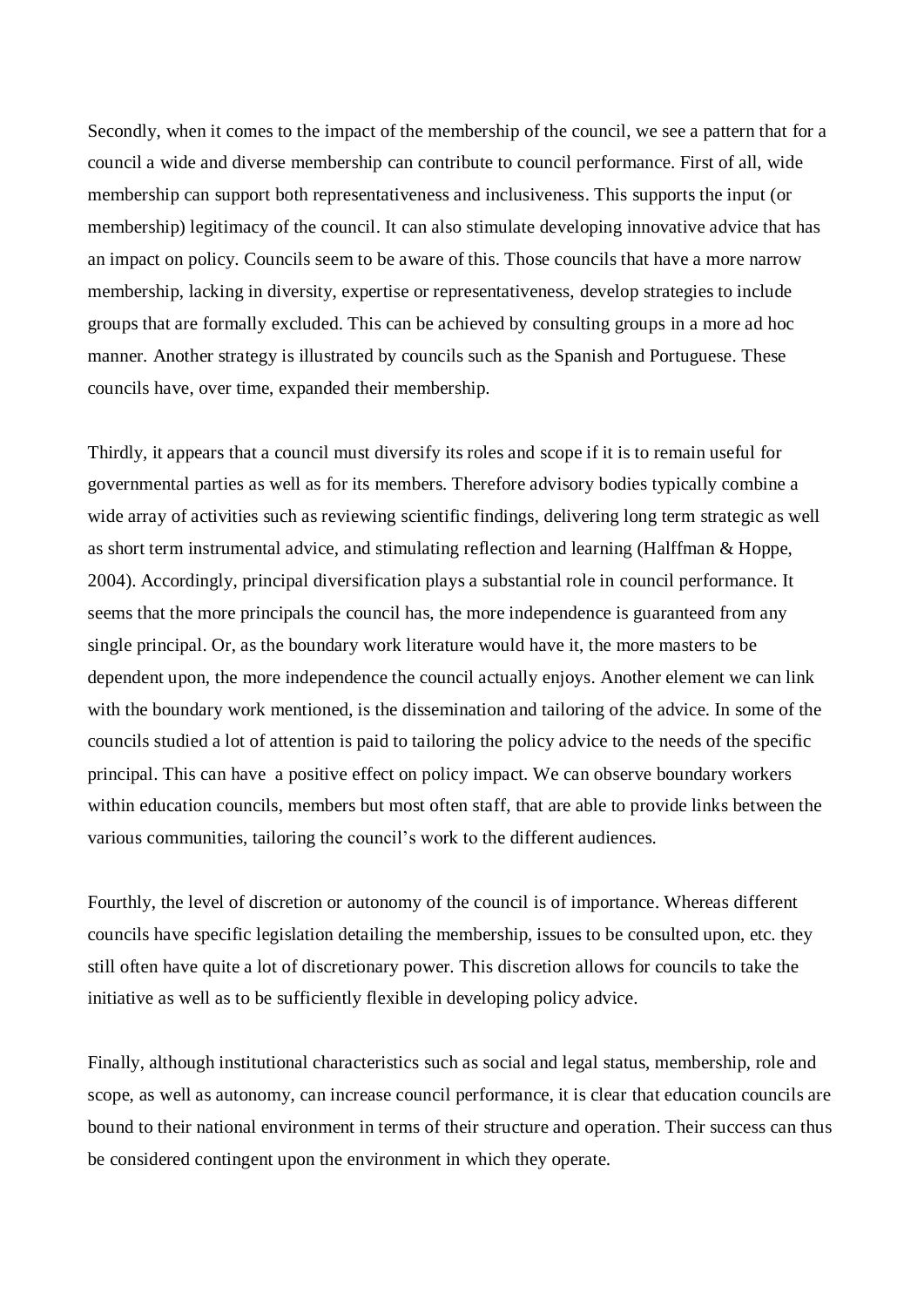Secondly, when it comes to the impact of the membership of the council, we see a pattern that for a council a wide and diverse membership can contribute to council performance. First of all, wide membership can support both representativeness and inclusiveness. This supports the input (or membership) legitimacy of the council. It can also stimulate developing innovative advice that has an impact on policy. Councils seem to be aware of this. Those councils that have a more narrow membership, lacking in diversity, expertise or representativeness, develop strategies to include groups that are formally excluded. This can be achieved by consulting groups in a more ad hoc manner. Another strategy is illustrated by councils such as the Spanish and Portuguese. These councils have, over time, expanded their membership.

Thirdly, it appears that a council must diversify its roles and scope if it is to remain useful for governmental parties as well as for its members. Therefore advisory bodies typically combine a wide array of activities such as reviewing scientific findings, delivering long term strategic as well as short term instrumental advice, and stimulating reflection and learning (Halffman & Hoppe, 2004). Accordingly, principal diversification plays a substantial role in council performance. It seems that the more principals the council has, the more independence is guaranteed from any single principal. Or, as the boundary work literature would have it, the more masters to be dependent upon, the more independence the council actually enjoys. Another element we can link with the boundary work mentioned, is the dissemination and tailoring of the advice. In some of the councils studied a lot of attention is paid to tailoring the policy advice to the needs of the specific principal. This can have a positive effect on policy impact. We can observe boundary workers within education councils, members but most often staff, that are able to provide links between the various communities, tailoring the council's work to the different audiences.

Fourthly, the level of discretion or autonomy of the council is of importance. Whereas different councils have specific legislation detailing the membership, issues to be consulted upon, etc. they still often have quite a lot of discretionary power. This discretion allows for councils to take the initiative as well as to be sufficiently flexible in developing policy advice.

Finally, although institutional characteristics such as social and legal status, membership, role and scope, as well as autonomy, can increase council performance, it is clear that education councils are bound to their national environment in terms of their structure and operation. Their success can thus be considered contingent upon the environment in which they operate.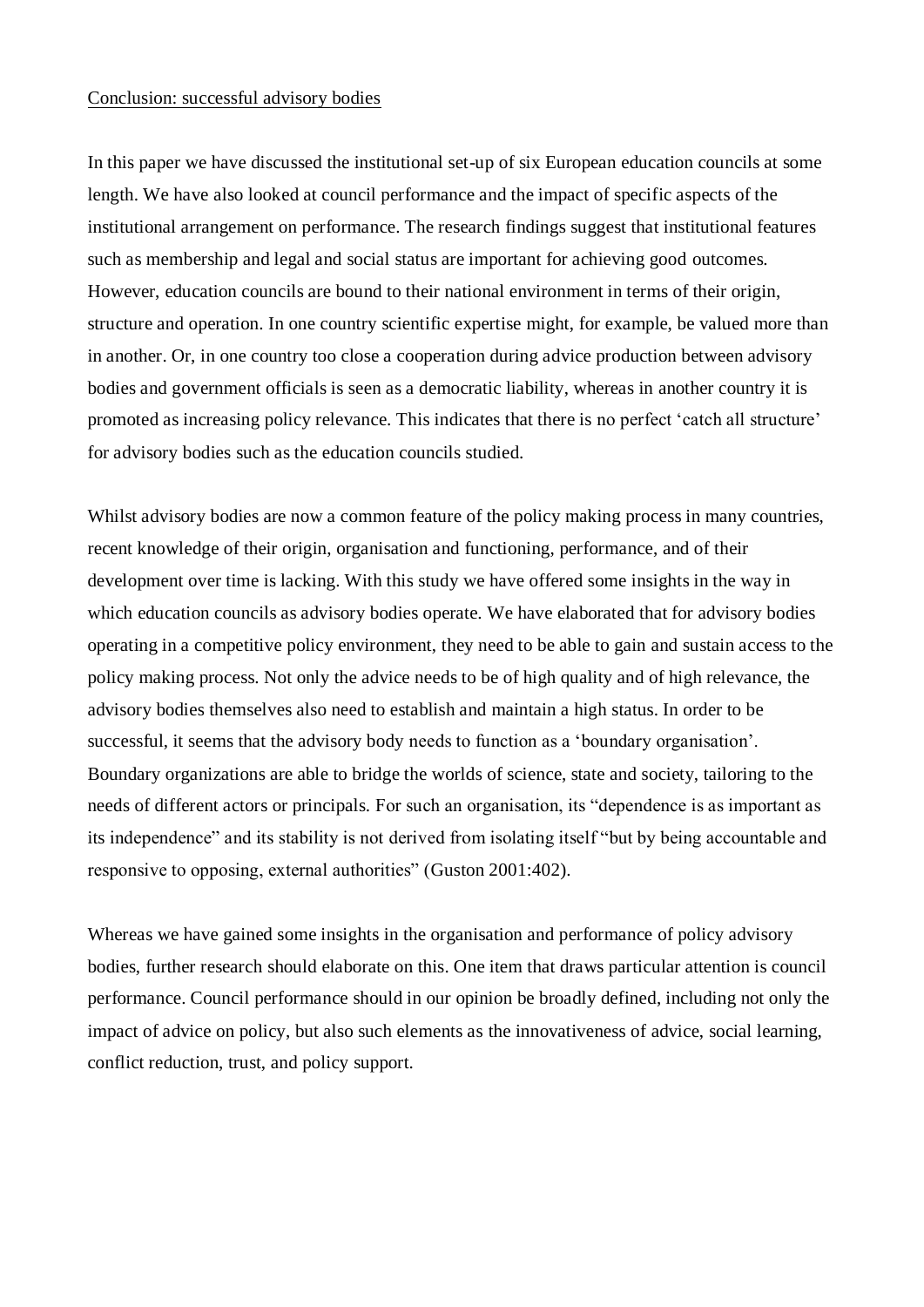<u>Conclusion: successful advisory bodies</u>

In this paper we have discussed the institutional set-up of six European education councils at some length. We have also looked at council performance and the impact of specific aspects of the institutional arrangement on performance. The research findings suggest that institutional features such as membership and legal and social status are important for achieving good outcomes. However, education councils are bound to their national environment in terms of their origin, structure and operation. In one country scientific expertise might, for example, be valued more than in another. Or, in one country too close a cooperation during advice production between advisory bodies and government officials is seen as a democratic liability, whereas in another country it is promoted as increasing policy relevance. This indicates that there is no perfect 'catch all structure' for advisory bodies such as the education councils studied.

Whilst advisory bodies are now a common feature of the policy making process in many countries, recent knowledge of their origin, organisation and functioning, performance, and of their development over time is lacking. With this study we have offered some insights in the way in which education councils as advisory bodies operate. We have elaborated that for advisory bodies operating in a competitive policy environment, they need to be able to gain and sustain access to the policy making process. Not only the advice needs to be of high quality and of high relevance, the advisory bodies themselves also need to establish and maintain a high status. In order to be successful, it seems that the advisory body needs to function as a 'boundary organisation'. Boundary organizations are able to bridge the worlds of science, state and society, tailoring to the needs of different actors or principals. For such an organisation, its "dependence is as important as its independence" and its stability is not derived from isolating itself "but by being accountable and responsive to opposing, external authorities" (Guston 2001:402).

Whereas we have gained some insights in the organisation and performance of policy advisory bodies, further research should elaborate on this. One item that draws particular attention is council performance. Council performance should in our opinion be broadly defined, including not only the impact of advice on policy, but also such elements as the innovativeness of advice, social learning, conflict reduction, trust, and policy support.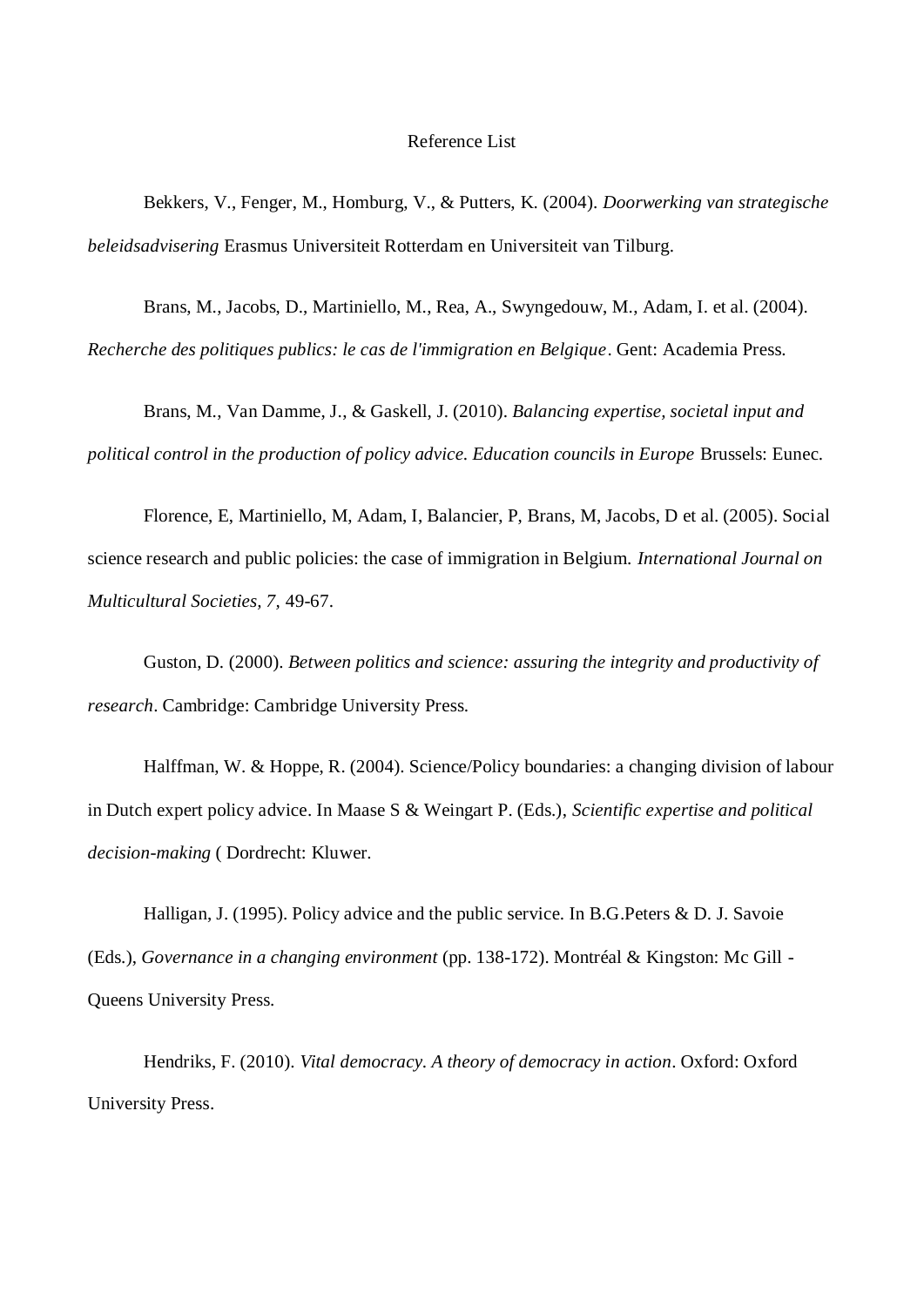Reference List

Bekkers, V., Fenger, M., Homburg, V., & Putters, K. (2004). *Doorwerking van strategische beleidsadvisering* Erasmus Universiteit Rotterdam en Universiteit van Tilburg.

Brans, M., Jacobs, D., Martiniello, M., Rea, A., Swyngedouw, M., Adam, I. et al. (2004). *Recherche des politiques publics: le cas de l'immigration en Belgique*. Gent: Academia Press.

Brans, M., Van Damme, J., & Gaskell, J. (2010). *Balancing expertise, societal input and political control in the production of policy advice. Education councils in Europe* Brussels: Eunec.

Florence, E, Martiniello, M, Adam, I, Balancier, P, Brans, M, Jacobs, D et al. (2005). Social science research and public policies: the case of immigration in Belgium. *International Journal on Multicultural Societies, 7,* 49-67.

Guston, D. (2000). *Between politics and science: assuring the integrity and productivity of research*. Cambridge: Cambridge University Press.

Halffman, W. & Hoppe, R. (2004). Science/Policy boundaries: a changing division of labour in Dutch expert policy advice. In Maase S & Weingart P. (Eds.), *Scientific expertise and political decision-making* ( Dordrecht: Kluwer.

Halligan, J. (1995). Policy advice and the public service. In B.G.Peters & D. J. Savoie (Eds.), *Governance in a changing environment* (pp. 138-172). Montréal & Kingston: Mc Gill - Queens University Press.

Hendriks, F. (2010). *Vital democracy. A theory of democracy in action*. Oxford: Oxford University Press.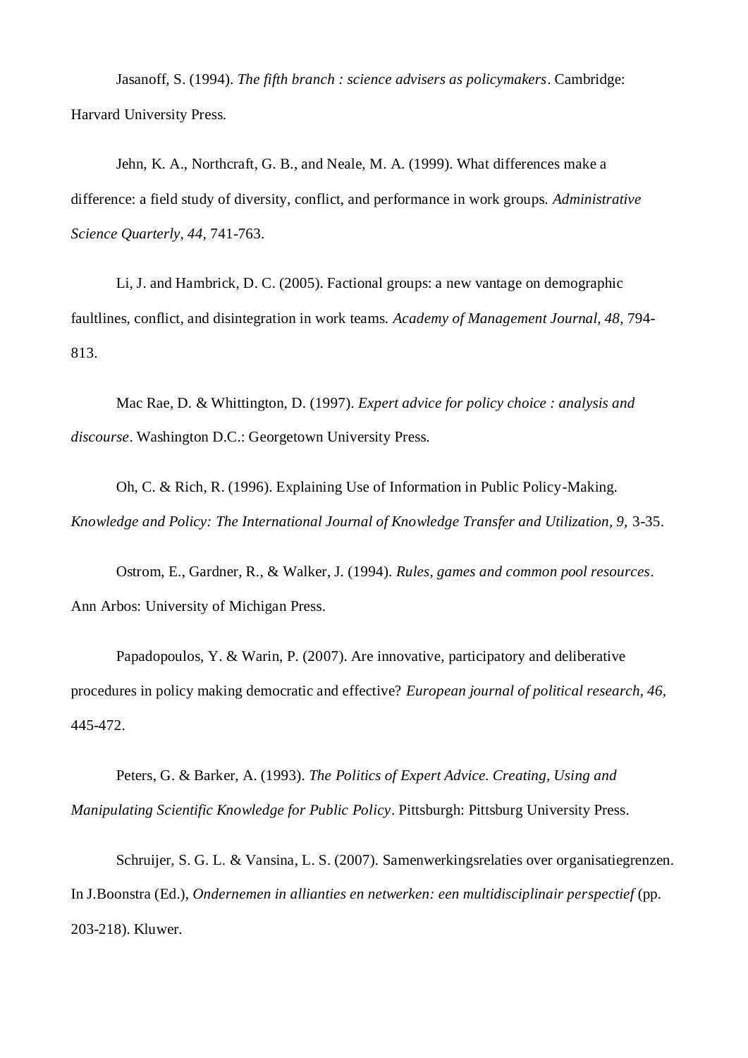Jasanoff, S. (1994). *The fifth branch : science advisers as policymakers*. Cambridge: Harvard University Press.

Jehn, K. A., Northcraft, G. B., and Neale, M. A. (1999). What differences make a difference: a field study of diversity, conflict, and performance in work groups. *Administrative Science Quarterly, 44,* 741-763.

Li, J. and Hambrick, D. C. (2005). Factional groups: a new vantage on demographic faultlines, conflict, and disintegration in work teams. *Academy of Management Journal, 48,* 794-813.

Mac Rae, D. & Whittington, D. (1997). *Expert advice for policy choice : analysis and discourse*. Washington D.C.: Georgetown University Press.

Oh, C. & Rich, R. (1996). Explaining Use of Information in Public Policy-Making. *Knowledge and Policy: The International Journal of Knowledge Transfer and Utilization, 9,* 3-35.

Ostrom, E., Gardner, R., & Walker, J. (1994). *Rules, games and common pool resources*. Ann Arbos: University of Michigan Press.

Papadopoulos, Y. & Warin, P. (2007). Are innovative, participatory and deliberative procedures in policy making democratic and effective? *European journal of political research, 46,* 445-472.

Peters, G. & Barker, A. (1993). *The Politics of Expert Advice. Creating, Using and Manipulating Scientific Knowledge for Public Policy*. Pittsburgh: Pittsburg University Press.

Schruijer, S. G. L. & Vansina, L. S. (2007). Samenwerkingsrelaties over organisatiegrenzen. In J.Boonstra (Ed.), *Ondernemen in allianties en netwerken: een multidisciplinair perspectief* (pp. 203-218). Kluwer.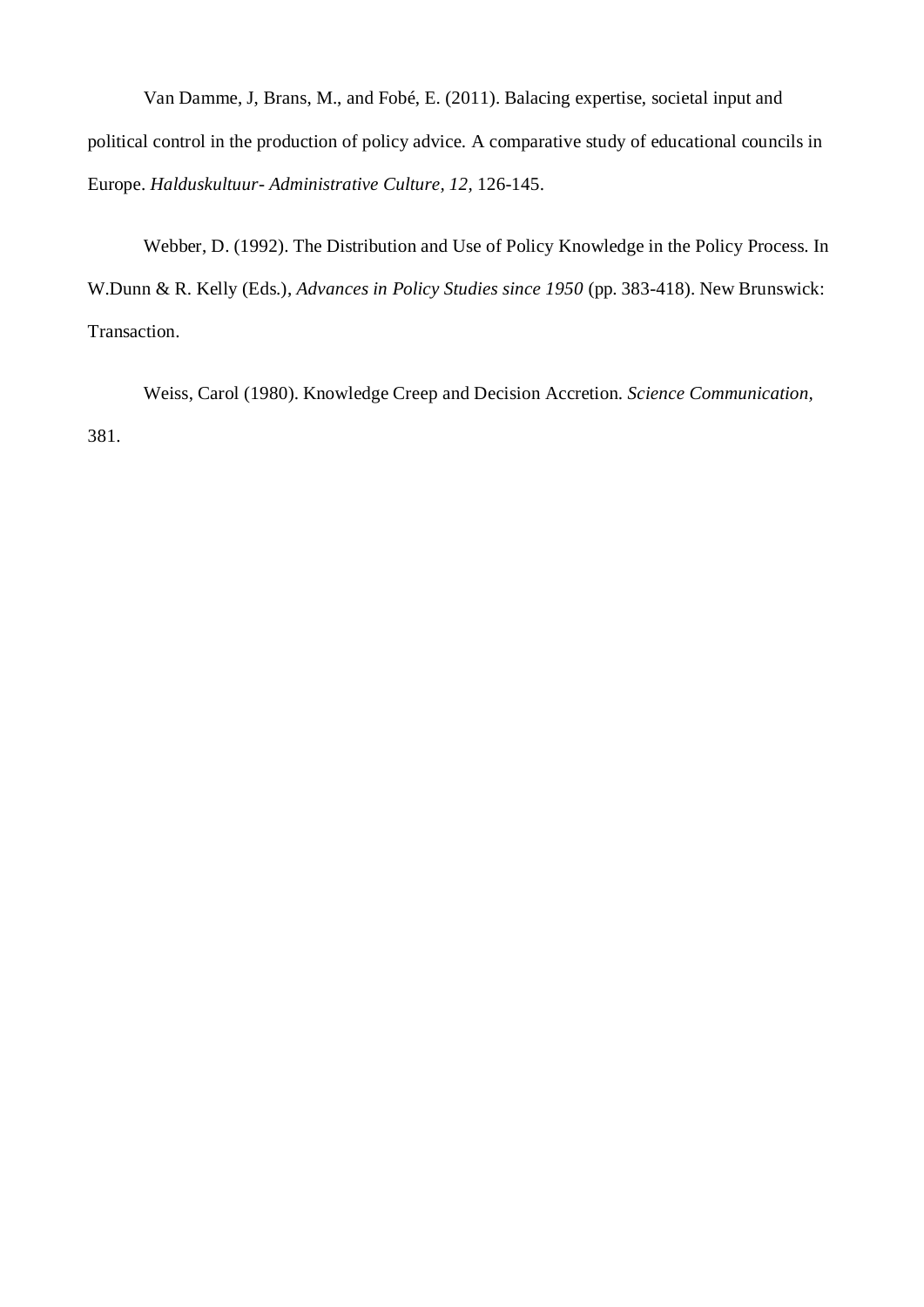Van Damme, J, Brans, M., and Fobé, E. (2011). Balacing expertise, societal input and political control in the production of policy advice. A comparative study of educational councils in Europe. *Halduskultuur- Administrative Culture, 12,* 126-145.

Webber, D. (1992). The Distribution and Use of Policy Knowledge in the Policy Process. In W.Dunn & R. Kelly (Eds.), *Advances in Policy Studies since 1950* (pp. 383-418). New Brunswick: Transaction.

Weiss, Carol (1980). Knowledge Creep and Decision Accretion. *Science Communication,* 381.